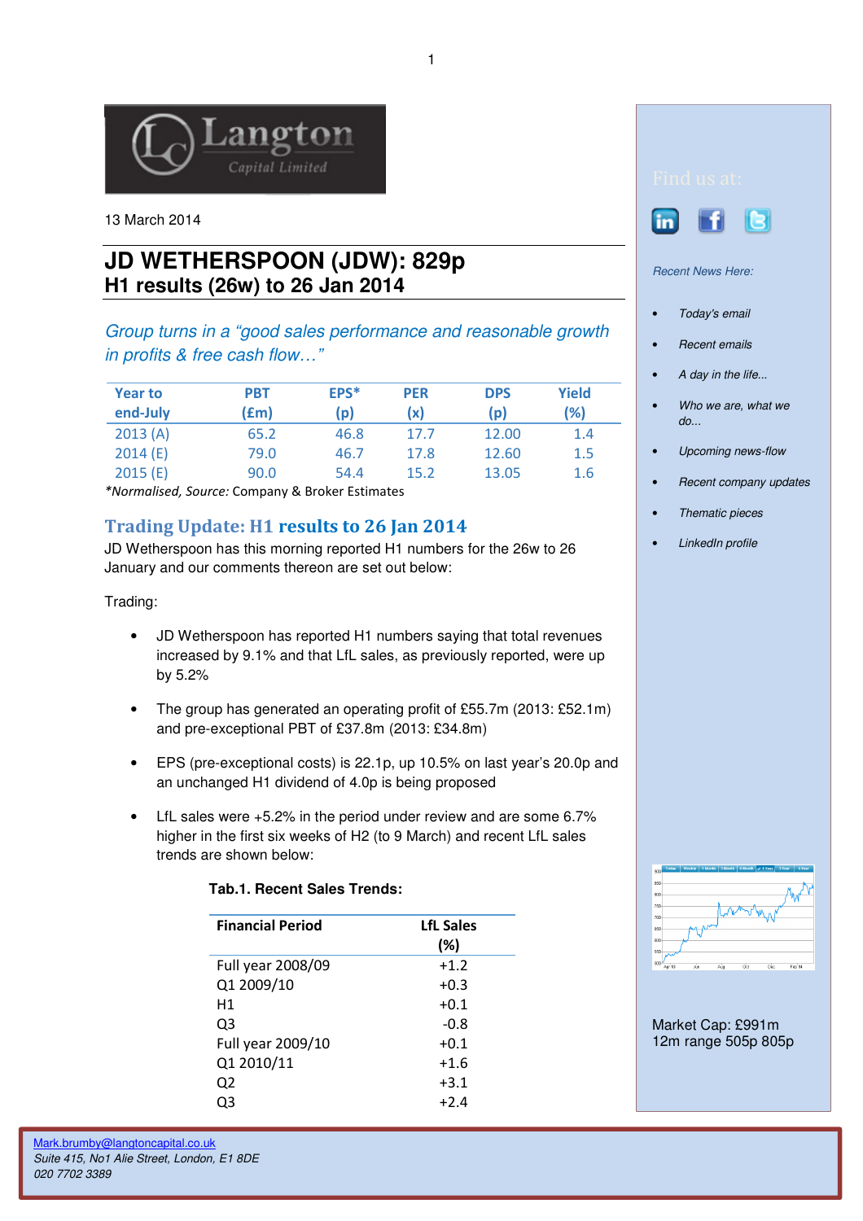Langton Capital Limited

13 March 2014

# JD WETHERSPOON (JDW): 829p

## H1 results (26w) to 26 Jan 2014

*Group turns in a "good sales performance and reasonable growth in profits & free cash flow…"*

| Year to end-July | PBT (£m) | EPS* (p) | PER (x) | DPS (p) | Yield (%) |
|---|---|---|---|---|---|
| 2013 (A) | 65.2 | 46.8 | 17.7 | 12.00 | 1.4 |
| 2014 (E) | 79.0 | 46.7 | 17.8 | 12.60 | 1.5 |
| 2015 (E) | 90.0 | 54.4 | 15.2 | 13.05 | 1.6 |

**Normalised, Source:* Company & Broker Estimates

## Trading Update: H1 results to 26 Jan 2014

JD Wetherspoon has this morning reported H1 numbers for the 26w to 26 January and our comments thereon are set out below:

Trading:

- JD Wetherspoon has reported H1 numbers saying that total revenues increased by 9.1% and that LfL sales, as previously reported, were up by 5.2%
- The group has generated an operating profit of £55.7m (2013: £52.1m) and pre-exceptional PBT of £37.8m (2013: £34.8m)
- EPS (pre-exceptional costs) is 22.1p, up 10.5% on last year's 20.0p and an unchanged H1 dividend of 4.0p is being proposed
- LfL sales were +5.2% in the period under review and are some 6.7% higher in the first six weeks of H2 (to 9 March) and recent LfL sales trends are shown below:

**Tab.1. Recent Sales Trends:**

| Financial Period | LfL Sales (%) |
|---|---|
| Full year 2008/09 | +1.2 |
| Q1 2009/10 | +0.3 |
| H1 | +0.1 |
| Q3 | -0.8 |
| Full year 2009/10 | +0.1 |
| Q1 2010/11 | +1.6 |
| Q2 | +3.1 |
| Q3 | +2.4 |

Find us at:

*Recent News Here:*

- *Today's email*
- *Recent emails*
- *A day in the life...*
- *Who we are, what we do...*
- *Upcoming news-flow*
- *Recent company updates*
- *Thematic pieces*
- *LinkedIn profile*

Market Cap: £991m
12m range 505p 805p

Mark.brumby@langtoncapital.co.uk
*Suite 415, No1 Alie Street, London, E1 8DE*
*020 7702 3389*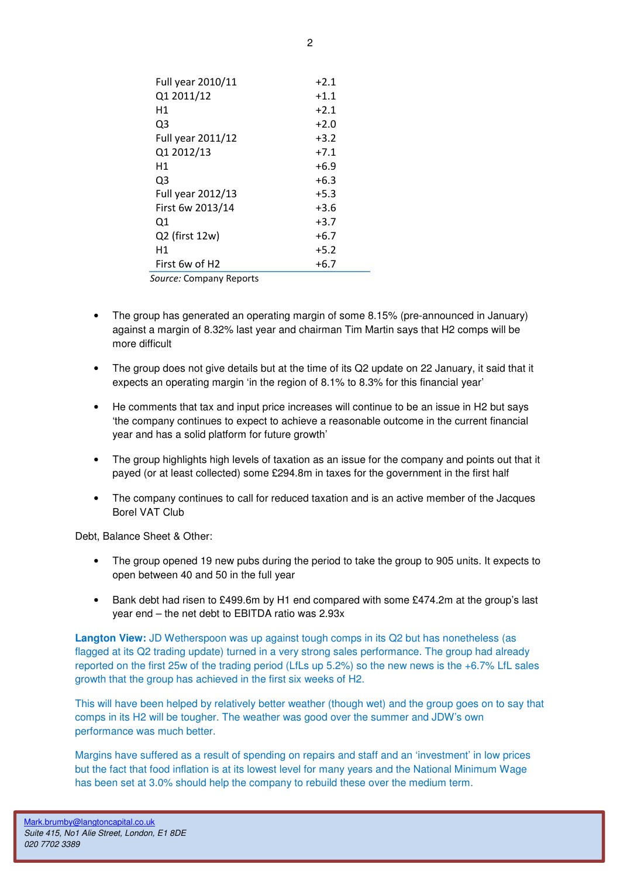| | |
|---|---|
| Full year 2010/11 | +2.1 |
| Q1 2011/12 | +1.1 |
| H1 | +2.1 |
| Q3 | +2.0 |
| Full year 2011/12 | +3.2 |
| Q1 2012/13 | +7.1 |
| H1 | +6.9 |
| Q3 | +6.3 |
| Full year 2012/13 | +5.3 |
| First 6w 2013/14 | +3.6 |
| Q1 | +3.7 |
| Q2 (first 12w) | +6.7 |
| H1 | +5.2 |
| First 6w of H2 | +6.7 |

*Source:* Company Reports

- The group has generated an operating margin of some 8.15% (pre-announced in January) against a margin of 8.32% last year and chairman Tim Martin says that H2 comps will be more difficult
- The group does not give details but at the time of its Q2 update on 22 January, it said that it expects an operating margin 'in the region of 8.1% to 8.3% for this financial year'
- He comments that tax and input price increases will continue to be an issue in H2 but says 'the company continues to expect to achieve a reasonable outcome in the current financial year and has a solid platform for future growth'
- The group highlights high levels of taxation as an issue for the company and points out that it payed (or at least collected) some £294.8m in taxes for the government in the first half
- The company continues to call for reduced taxation and is an active member of the Jacques Borel VAT Club

Debt, Balance Sheet & Other:

- The group opened 19 new pubs during the period to take the group to 905 units. It expects to open between 40 and 50 in the full year
- Bank debt had risen to £499.6m by H1 end compared with some £474.2m at the group's last year end – the net debt to EBITDA ratio was 2.93x

**Langton View:** JD Wetherspoon was up against tough comps in its Q2 but has nonetheless (as flagged at its Q2 trading update) turned in a very strong sales performance. The group had already reported on the first 25w of the trading period (LfLs up 5.2%) so the new news is the +6.7% LfL sales growth that the group has achieved in the first six weeks of H2.

This will have been helped by relatively better weather (though wet) and the group goes on to say that comps in its H2 will be tougher. The weather was good over the summer and JDW's own performance was much better.

Margins have suffered as a result of spending on repairs and staff and an 'investment' in low prices but the fact that food inflation is at its lowest level for many years and the National Minimum Wage has been set at 3.0% should help the company to rebuild these over the medium term.

Mark.brumby@langtoncapital.co.uk
*Suite 415, No1 Alie Street, London, E1 8DE*
*020 7702 3389*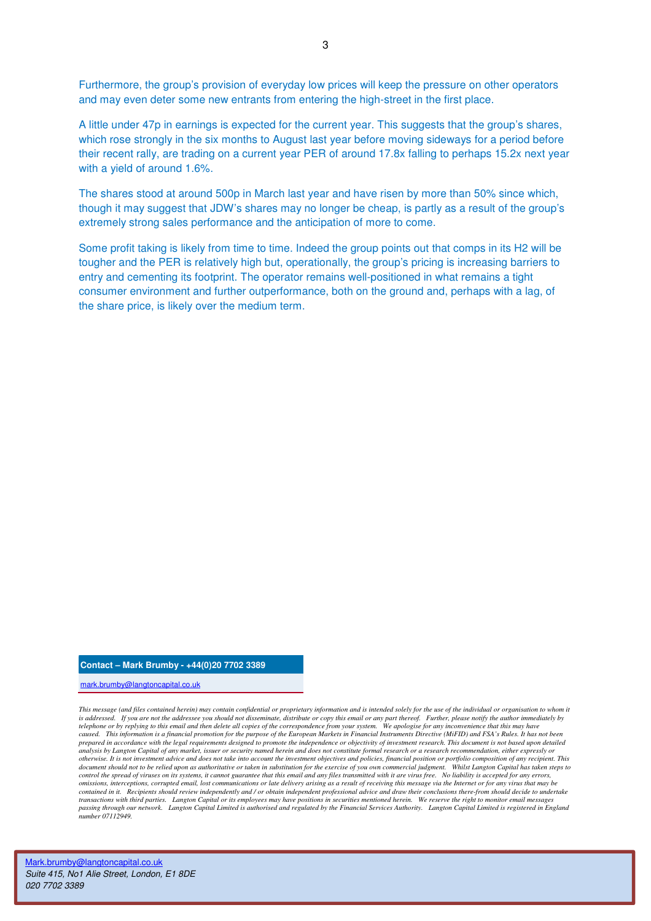Furthermore, the group's provision of everyday low prices will keep the pressure on other operators and may even deter some new entrants from entering the high-street in the first place.

A little under 47p in earnings is expected for the current year. This suggests that the group's shares, which rose strongly in the six months to August last year before moving sideways for a period before their recent rally, are trading on a current year PER of around 17.8x falling to perhaps 15.2x next year with a yield of around 1.6%.

The shares stood at around 500p in March last year and have risen by more than 50% since which, though it may suggest that JDW's shares may no longer be cheap, is partly as a result of the group's extremely strong sales performance and the anticipation of more to come.

Some profit taking is likely from time to time. Indeed the group points out that comps in its H2 will be tougher and the PER is relatively high but, operationally, the group's pricing is increasing barriers to entry and cementing its footprint. The operator remains well-positioned in what remains a tight consumer environment and further outperformance, both on the ground and, perhaps with a lag, of the share price, is likely over the medium term.

**Contact – Mark Brumby - +44(0)20 7702 3389**

mark.brumby@langtoncapital.co.uk

*This message (and files contained herein) may contain confidential or proprietary information and is intended solely for the use of the individual or organisation to whom it is addressed. If you are not the addressee you should not disseminate, distribute or copy this email or any part thereof. Further, please notify the author immediately by telephone or by replying to this email and then delete all copies of the correspondence from your system. We apologise for any inconvenience that this may have caused. This information is a financial promotion for the purpose of the European Markets in Financial Instruments Directive (MiFID) and FSA's Rules. It has not been prepared in accordance with the legal requirements designed to promote the independence or objectivity of investment research. This document is not based upon detailed analysis by Langton Capital of any market, issuer or security named herein and does not constitute formal research or a research recommendation, either expressly or otherwise. It is not investment advice and does not take into account the investment objectives and policies, financial position or portfolio composition of any recipient. This document should not to be relied upon as authoritative or taken in substitution for the exercise of you own commercial judgment. Whilst Langton Capital has taken steps to control the spread of viruses on its systems, it cannot guarantee that this email and any files transmitted with it are virus free. No liability is accepted for any errors, omissions, interceptions, corrupted email, lost communications or late delivery arising as a result of receiving this message via the Internet or for any virus that may be contained in it. Recipients should review independently and / or obtain independent professional advice and draw their conclusions there-from should decide to undertake transactions with third parties. Langton Capital or its employees may have positions in securities mentioned herein. We reserve the right to monitor email messages passing through our network. Langton Capital Limited is authorised and regulated by the Financial Services Authority. Langton Capital Limited is registered in England number 07112949.*

Mark.brumby@langtoncapital.co.uk
*Suite 415, No1 Alie Street, London, E1 8DE*
*020 7702 3389*